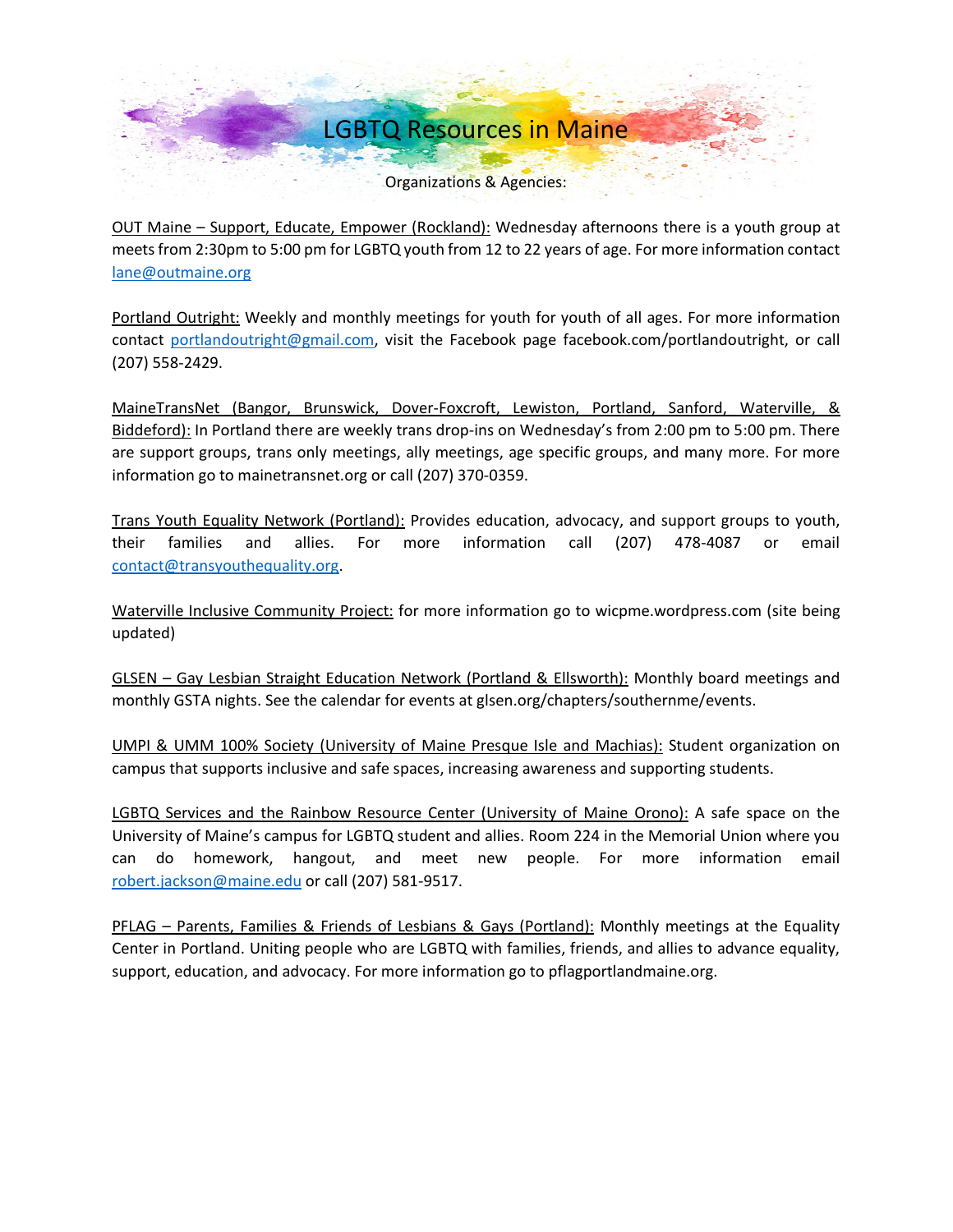# LGBTQ Resources in Maine

## Organizations & Agencies:

<u>OUT Maine – Support, Educate, Empower (Rockland):</u> Wednesday afternoons there is a youth group at meets from 2:30pm to 5:00 pm for LGBTQ youth from 12 to 22 years of age. For more information contact lane@outmaine.org

<u>Portland Outright:</u> Weekly and monthly meetings for youth for youth of all ages. For more information contact portlandoutright@gmail.com, visit the Facebook page facebook.com/portlandoutright, or call (207) 558-2429.

<u>MaineTransNet (Bangor, Brunswick, Dover-Foxcroft, Lewiston, Portland, Sanford, Waterville, & Biddeford):</u> In Portland there are weekly trans drop-ins on Wednesday's from 2:00 pm to 5:00 pm. There are support groups, trans only meetings, ally meetings, age specific groups, and many more. For more information go to mainetransnet.org or call (207) 370-0359.

<u>Trans Youth Equality Network (Portland):</u> Provides education, advocacy, and support groups to youth, their families and allies. For more information call (207) 478-4087 or email contact@transyouthequality.org.

<u>Waterville Inclusive Community Project:</u> for more information go to wicpme.wordpress.com (site being updated)

<u>GLSEN – Gay Lesbian Straight Education Network (Portland & Ellsworth):</u> Monthly board meetings and monthly GSTA nights. See the calendar for events at glsen.org/chapters/southernme/events.

<u>UMPI & UMM 100% Society (University of Maine Presque Isle and Machias):</u> Student organization on campus that supports inclusive and safe spaces, increasing awareness and supporting students.

<u>LGBTQ Services and the Rainbow Resource Center (University of Maine Orono):</u> A safe space on the University of Maine's campus for LGBTQ student and allies. Room 224 in the Memorial Union where you can do homework, hangout, and meet new people. For more information email robert.jackson@maine.edu or call (207) 581-9517.

<u>PFLAG – Parents, Families & Friends of Lesbians & Gays (Portland):</u> Monthly meetings at the Equality Center in Portland. Uniting people who are LGBTQ with families, friends, and allies to advance equality, support, education, and advocacy. For more information go to pflagportlandmaine.org.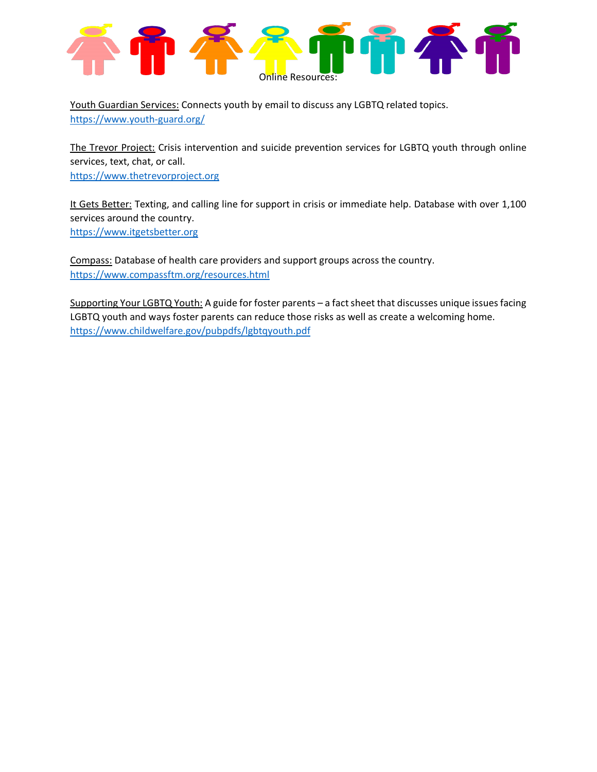Online Resources:

Youth Guardian Services: Connects youth by email to discuss any LGBTQ related topics.
https://www.youth-guard.org/

The Trevor Project: Crisis intervention and suicide prevention services for LGBTQ youth through online services, text, chat, or call.
https://www.thetrevorproject.org

It Gets Better: Texting, and calling line for support in crisis or immediate help. Database with over 1,100 services around the country.
https://www.itgetsbetter.org

Compass: Database of health care providers and support groups across the country.
https://www.compassftm.org/resources.html

Supporting Your LGBTQ Youth: A guide for foster parents – a fact sheet that discusses unique issues facing LGBTQ youth and ways foster parents can reduce those risks as well as create a welcoming home.
https://www.childwelfare.gov/pubpdfs/lgbtqyouth.pdf